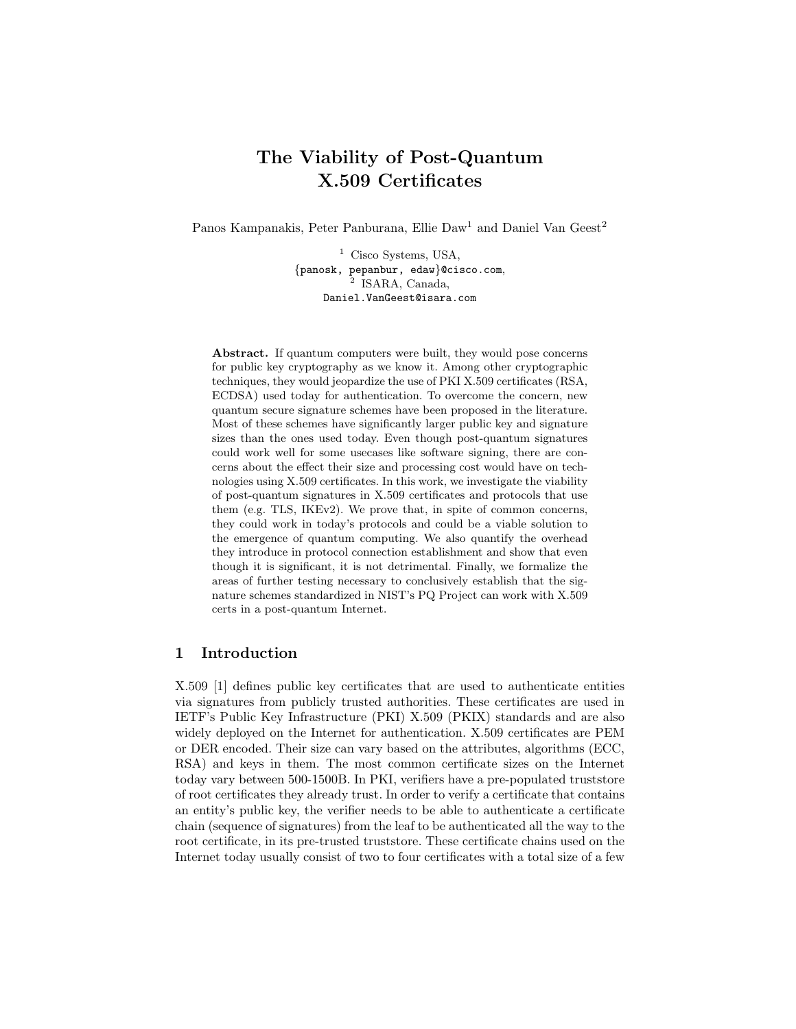# The Viability of Post-Quantum X.509 Certificates

Panos Kampanakis, Peter Panburana, Ellie Daw[1] and Daniel Van Geest[2]

[1] Cisco Systems, USA,
{panosk, pepanbur, edaw}@cisco.com,
[2] ISARA, Canada,
Daniel.VanGeest@isara.com

**Abstract.** If quantum computers were built, they would pose concerns for public key cryptography as we know it. Among other cryptographic techniques, they would jeopardize the use of PKI X.509 certificates (RSA, ECDSA) used today for authentication. To overcome the concern, new quantum secure signature schemes have been proposed in the literature. Most of these schemes have significantly larger public key and signature sizes than the ones used today. Even though post-quantum signatures could work well for some usecases like software signing, there are concerns about the effect their size and processing cost would have on technologies using X.509 certificates. In this work, we investigate the viability of post-quantum signatures in X.509 certificates and protocols that use them (e.g. TLS, IKEv2). We prove that, in spite of common concerns, they could work in today's protocols and could be a viable solution to the emergence of quantum computing. We also quantify the overhead they introduce in protocol connection establishment and show that even though it is significant, it is not detrimental. Finally, we formalize the areas of further testing necessary to conclusively establish that the signature schemes standardized in NIST's PQ Project can work with X.509 certs in a post-quantum Internet.

## 1 Introduction

X.509 [1] defines public key certificates that are used to authenticate entities via signatures from publicly trusted authorities. These certificates are used in IETF's Public Key Infrastructure (PKI) X.509 (PKIX) standards and are also widely deployed on the Internet for authentication. X.509 certificates are PEM or DER encoded. Their size can vary based on the attributes, algorithms (ECC, RSA) and keys in them. The most common certificate sizes on the Internet today vary between 500-1500B. In PKI, verifiers have a pre-populated truststore of root certificates they already trust. In order to verify a certificate that contains an entity's public key, the verifier needs to be able to authenticate a certificate chain (sequence of signatures) from the leaf to be authenticated all the way to the root certificate, in its pre-trusted truststore. These certificate chains used on the Internet today usually consist of two to four certificates with a total size of a few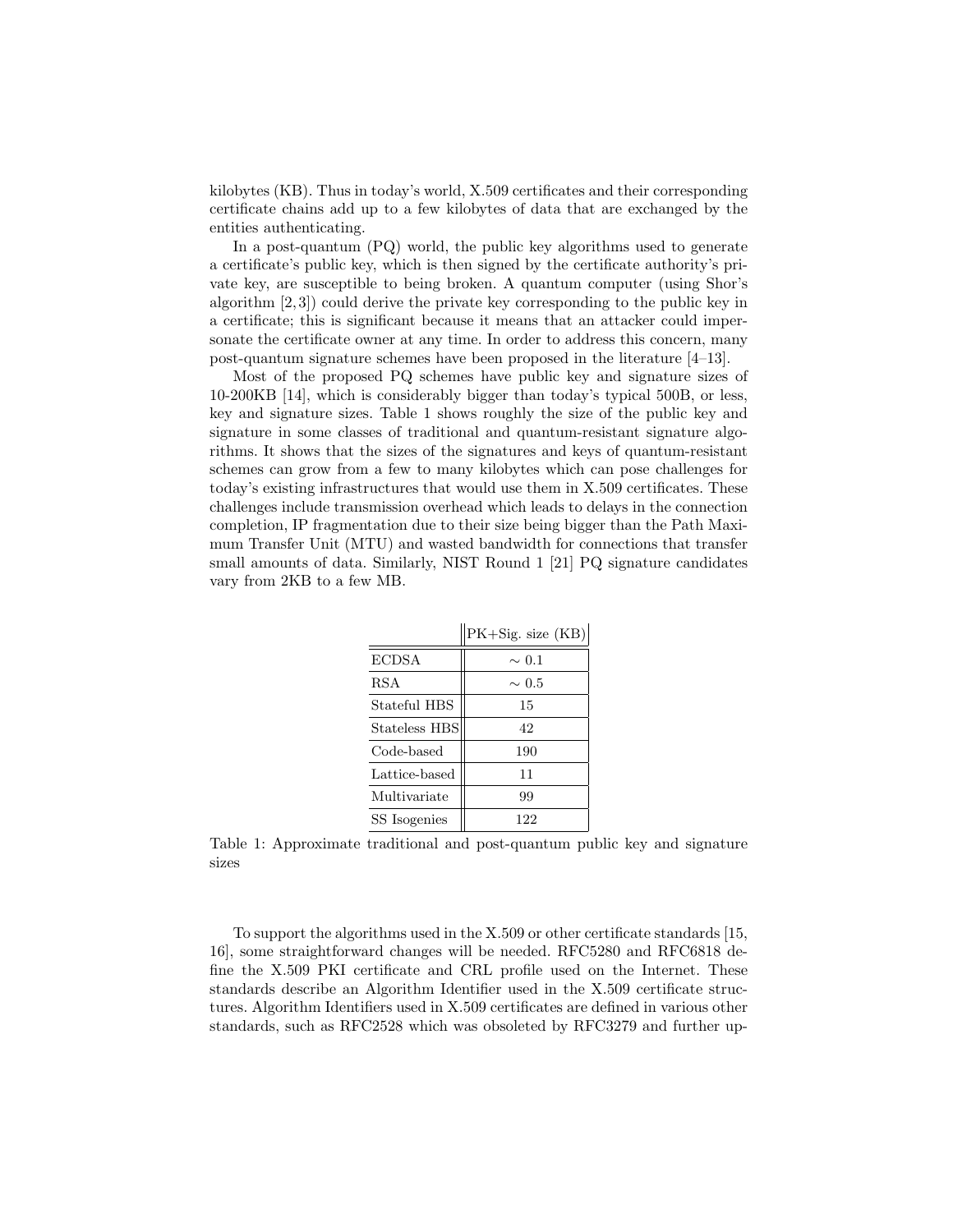kilobytes (KB). Thus in today's world, X.509 certificates and their corresponding certificate chains add up to a few kilobytes of data that are exchanged by the entities authenticating.

In a post-quantum (PQ) world, the public key algorithms used to generate a certificate's public key, which is then signed by the certificate authority's private key, are susceptible to being broken. A quantum computer (using Shor's algorithm [2, 3]) could derive the private key corresponding to the public key in a certificate; this is significant because it means that an attacker could impersonate the certificate owner at any time. In order to address this concern, many post-quantum signature schemes have been proposed in the literature [4–13].

Most of the proposed PQ schemes have public key and signature sizes of 10-200KB [14], which is considerably bigger than today's typical 500B, or less, key and signature sizes. Table 1 shows roughly the size of the public key and signature in some classes of traditional and quantum-resistant signature algorithms. It shows that the sizes of the signatures and keys of quantum-resistant schemes can grow from a few to many kilobytes which can pose challenges for today's existing infrastructures that would use them in X.509 certificates. These challenges include transmission overhead which leads to delays in the connection completion, IP fragmentation due to their size being bigger than the Path Maximum Transfer Unit (MTU) and wasted bandwidth for connections that transfer small amounts of data. Similarly, NIST Round 1 [21] PQ signature candidates vary from 2KB to a few MB.

| | PK+Sig. size (KB) |
|---|---|
| ECDSA | $\sim 0.1$ |
| RSA | $\sim 0.5$ |
| Stateful HBS | 15 |
| Stateless HBS | 42 |
| Code-based | 190 |
| Lattice-based | 11 |
| Multivariate | 99 |
| SS Isogenies | 122 |

Table 1: Approximate traditional and post-quantum public key and signature sizes

To support the algorithms used in the X.509 or other certificate standards [15, 16], some straightforward changes will be needed. RFC5280 and RFC6818 define the X.509 PKI certificate and CRL profile used on the Internet. These standards describe an Algorithm Identifier used in the X.509 certificate structures. Algorithm Identifiers used in X.509 certificates are defined in various other standards, such as RFC2528 which was obsoleted by RFC3279 and further up-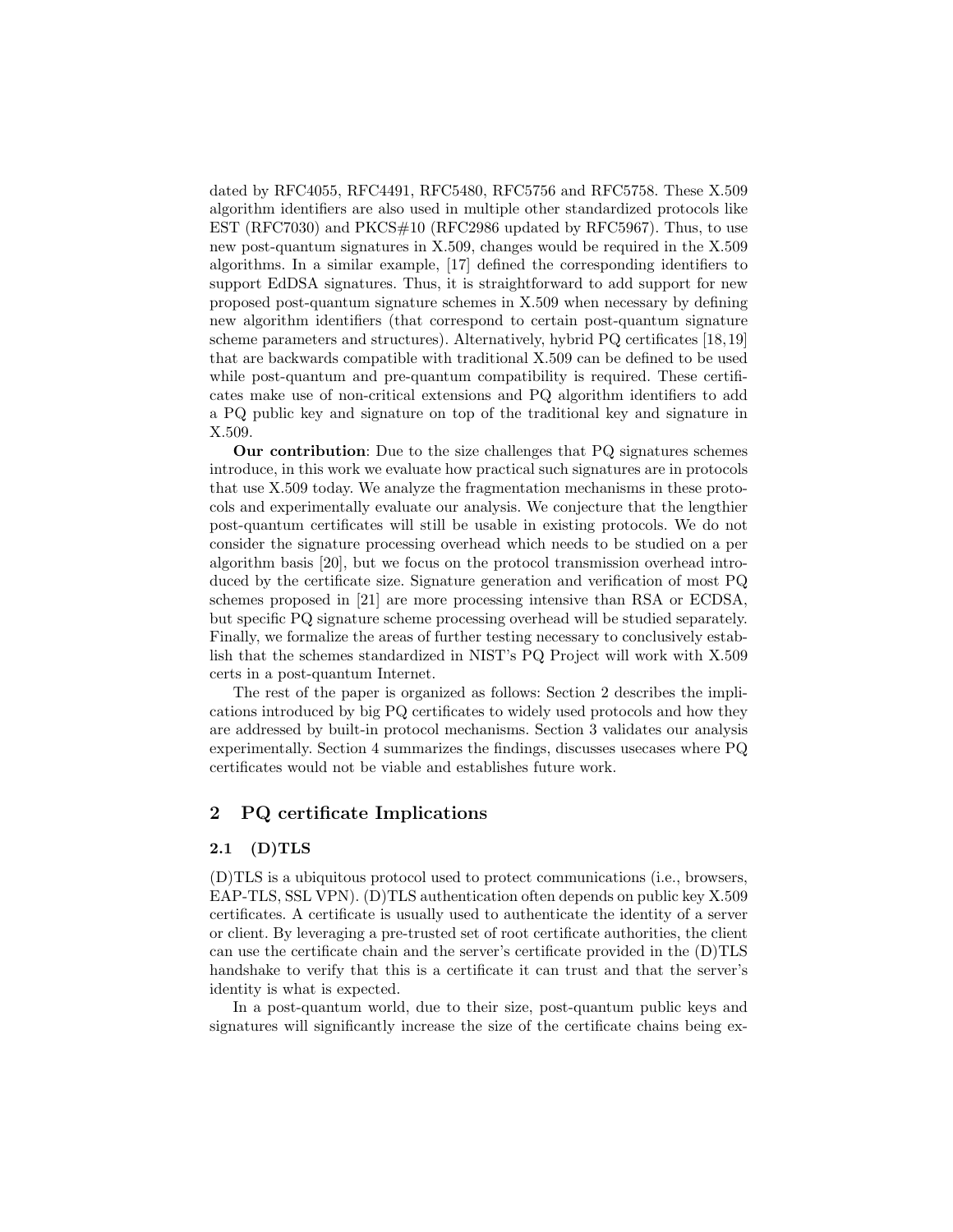dated by RFC4055, RFC4491, RFC5480, RFC5756 and RFC5758. These X.509 algorithm identifiers are also used in multiple other standardized protocols like EST (RFC7030) and PKCS#10 (RFC2986 updated by RFC5967). Thus, to use new post-quantum signatures in X.509, changes would be required in the X.509 algorithms. In a similar example, [17] defined the corresponding identifiers to support EdDSA signatures. Thus, it is straightforward to add support for new proposed post-quantum signature schemes in X.509 when necessary by defining new algorithm identifiers (that correspond to certain post-quantum signature scheme parameters and structures). Alternatively, hybrid PQ certificates [18,19] that are backwards compatible with traditional X.509 can be defined to be used while post-quantum and pre-quantum compatibility is required. These certificates make use of non-critical extensions and PQ algorithm identifiers to add a PQ public key and signature on top of the traditional key and signature in X.509.

**Our contribution**: Due to the size challenges that PQ signatures schemes introduce, in this work we evaluate how practical such signatures are in protocols that use X.509 today. We analyze the fragmentation mechanisms in these protocols and experimentally evaluate our analysis. We conjecture that the lengthier post-quantum certificates will still be usable in existing protocols. We do not consider the signature processing overhead which needs to be studied on a per algorithm basis [20], but we focus on the protocol transmission overhead introduced by the certificate size. Signature generation and verification of most PQ schemes proposed in [21] are more processing intensive than RSA or ECDSA, but specific PQ signature scheme processing overhead will be studied separately. Finally, we formalize the areas of further testing necessary to conclusively establish that the schemes standardized in NIST's PQ Project will work with X.509 certs in a post-quantum Internet.

The rest of the paper is organized as follows: Section 2 describes the implications introduced by big PQ certificates to widely used protocols and how they are addressed by built-in protocol mechanisms. Section 3 validates our analysis experimentally. Section 4 summarizes the findings, discusses usecases where PQ certificates would not be viable and establishes future work.

## 2 PQ certificate Implications

### 2.1 (D)TLS

(D)TLS is a ubiquitous protocol used to protect communications (i.e., browsers, EAP-TLS, SSL VPN). (D)TLS authentication often depends on public key X.509 certificates. A certificate is usually used to authenticate the identity of a server or client. By leveraging a pre-trusted set of root certificate authorities, the client can use the certificate chain and the server's certificate provided in the (D)TLS handshake to verify that this is a certificate it can trust and that the server's identity is what is expected.

In a post-quantum world, due to their size, post-quantum public keys and signatures will significantly increase the size of the certificate chains being ex-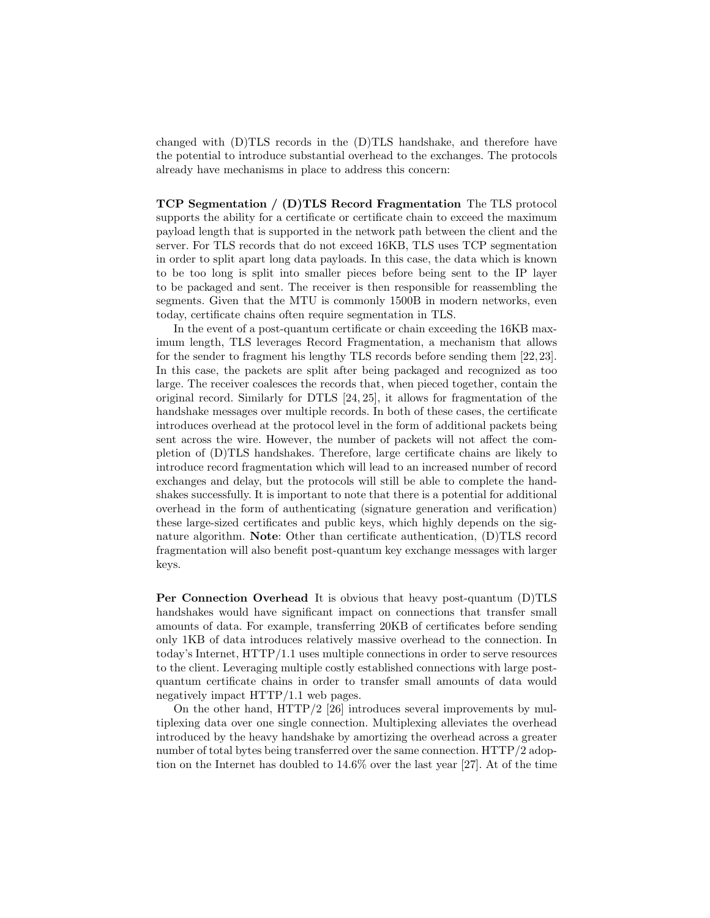changed with (D)TLS records in the (D)TLS handshake, and therefore have the potential to introduce substantial overhead to the exchanges. The protocols already have mechanisms in place to address this concern:

**TCP Segmentation / (D)TLS Record Fragmentation** The TLS protocol supports the ability for a certificate or certificate chain to exceed the maximum payload length that is supported in the network path between the client and the server. For TLS records that do not exceed 16KB, TLS uses TCP segmentation in order to split apart long data payloads. In this case, the data which is known to be too long is split into smaller pieces before being sent to the IP layer to be packaged and sent. The receiver is then responsible for reassembling the segments. Given that the MTU is commonly 1500B in modern networks, even today, certificate chains often require segmentation in TLS.

In the event of a post-quantum certificate or chain exceeding the 16KB maximum length, TLS leverages Record Fragmentation, a mechanism that allows for the sender to fragment his lengthy TLS records before sending them [22, 23]. In this case, the packets are split after being packaged and recognized as too large. The receiver coalesces the records that, when pieced together, contain the original record. Similarly for DTLS [24, 25], it allows for fragmentation of the handshake messages over multiple records. In both of these cases, the certificate introduces overhead at the protocol level in the form of additional packets being sent across the wire. However, the number of packets will not affect the completion of (D)TLS handshakes. Therefore, large certificate chains are likely to introduce record fragmentation which will lead to an increased number of record exchanges and delay, but the protocols will still be able to complete the handshakes successfully. It is important to note that there is a potential for additional overhead in the form of authenticating (signature generation and verification) these large-sized certificates and public keys, which highly depends on the signature algorithm. **Note**: Other than certificate authentication, (D)TLS record fragmentation will also benefit post-quantum key exchange messages with larger keys.

**Per Connection Overhead** It is obvious that heavy post-quantum (D)TLS handshakes would have significant impact on connections that transfer small amounts of data. For example, transferring 20KB of certificates before sending only 1KB of data introduces relatively massive overhead to the connection. In today's Internet, HTTP/1.1 uses multiple connections in order to serve resources to the client. Leveraging multiple costly established connections with large post-quantum certificate chains in order to transfer small amounts of data would negatively impact HTTP/1.1 web pages.

On the other hand, HTTP/2 [26] introduces several improvements by multiplexing data over one single connection. Multiplexing alleviates the overhead introduced by the heavy handshake by amortizing the overhead across a greater number of total bytes being transferred over the same connection. HTTP/2 adoption on the Internet has doubled to 14.6% over the last year [27]. At of the time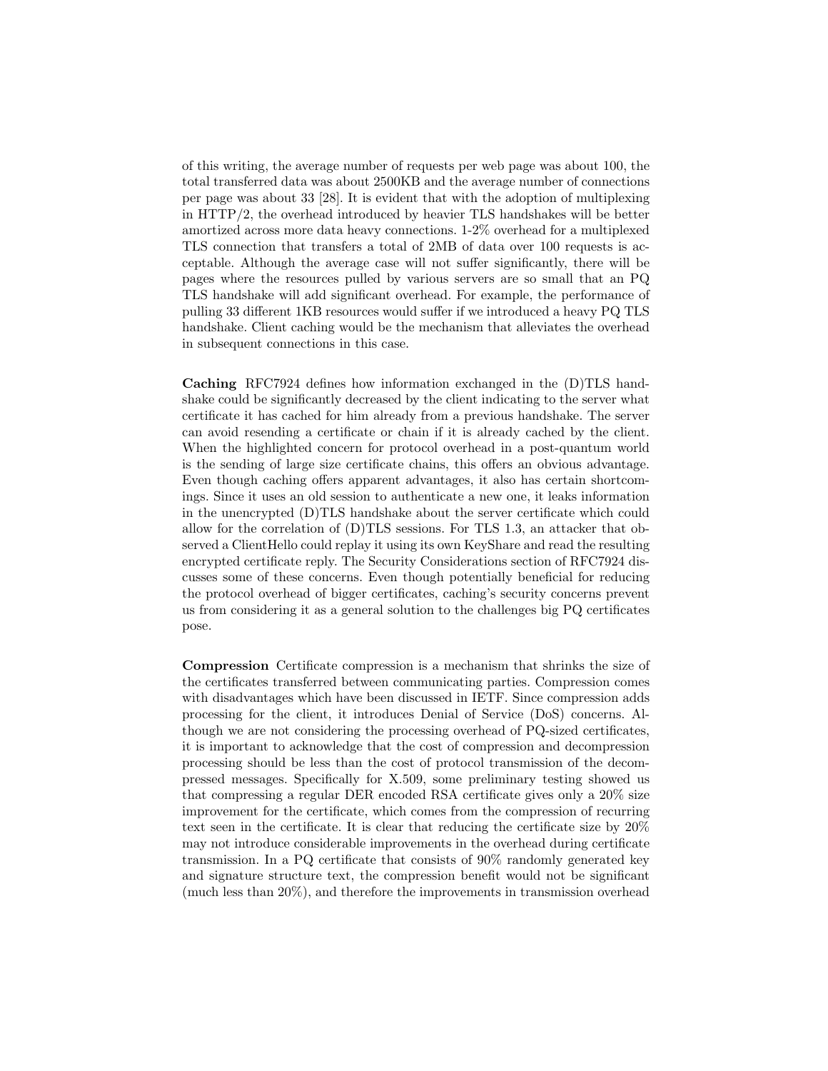of this writing, the average number of requests per web page was about 100, the total transferred data was about 2500KB and the average number of connections per page was about 33 [28]. It is evident that with the adoption of multiplexing in HTTP/2, the overhead introduced by heavier TLS handshakes will be better amortized across more data heavy connections. 1-2% overhead for a multiplexed TLS connection that transfers a total of 2MB of data over 100 requests is acceptable. Although the average case will not suffer significantly, there will be pages where the resources pulled by various servers are so small that an PQ TLS handshake will add significant overhead. For example, the performance of pulling 33 different 1KB resources would suffer if we introduced a heavy PQ TLS handshake. Client caching would be the mechanism that alleviates the overhead in subsequent connections in this case.

**Caching** RFC7924 defines how information exchanged in the (D)TLS handshake could be significantly decreased by the client indicating to the server what certificate it has cached for him already from a previous handshake. The server can avoid resending a certificate or chain if it is already cached by the client. When the highlighted concern for protocol overhead in a post-quantum world is the sending of large size certificate chains, this offers an obvious advantage. Even though caching offers apparent advantages, it also has certain shortcomings. Since it uses an old session to authenticate a new one, it leaks information in the unencrypted (D)TLS handshake about the server certificate which could allow for the correlation of (D)TLS sessions. For TLS 1.3, an attacker that observed a ClientHello could replay it using its own KeyShare and read the resulting encrypted certificate reply. The Security Considerations section of RFC7924 discusses some of these concerns. Even though potentially beneficial for reducing the protocol overhead of bigger certificates, caching's security concerns prevent us from considering it as a general solution to the challenges big PQ certificates pose.

**Compression** Certificate compression is a mechanism that shrinks the size of the certificates transferred between communicating parties. Compression comes with disadvantages which have been discussed in IETF. Since compression adds processing for the client, it introduces Denial of Service (DoS) concerns. Although we are not considering the processing overhead of PQ-sized certificates, it is important to acknowledge that the cost of compression and decompression processing should be less than the cost of protocol transmission of the decompressed messages. Specifically for X.509, some preliminary testing showed us that compressing a regular DER encoded RSA certificate gives only a 20% size improvement for the certificate, which comes from the compression of recurring text seen in the certificate. It is clear that reducing the certificate size by 20% may not introduce considerable improvements in the overhead during certificate transmission. In a PQ certificate that consists of 90% randomly generated key and signature structure text, the compression benefit would not be significant (much less than 20%), and therefore the improvements in transmission overhead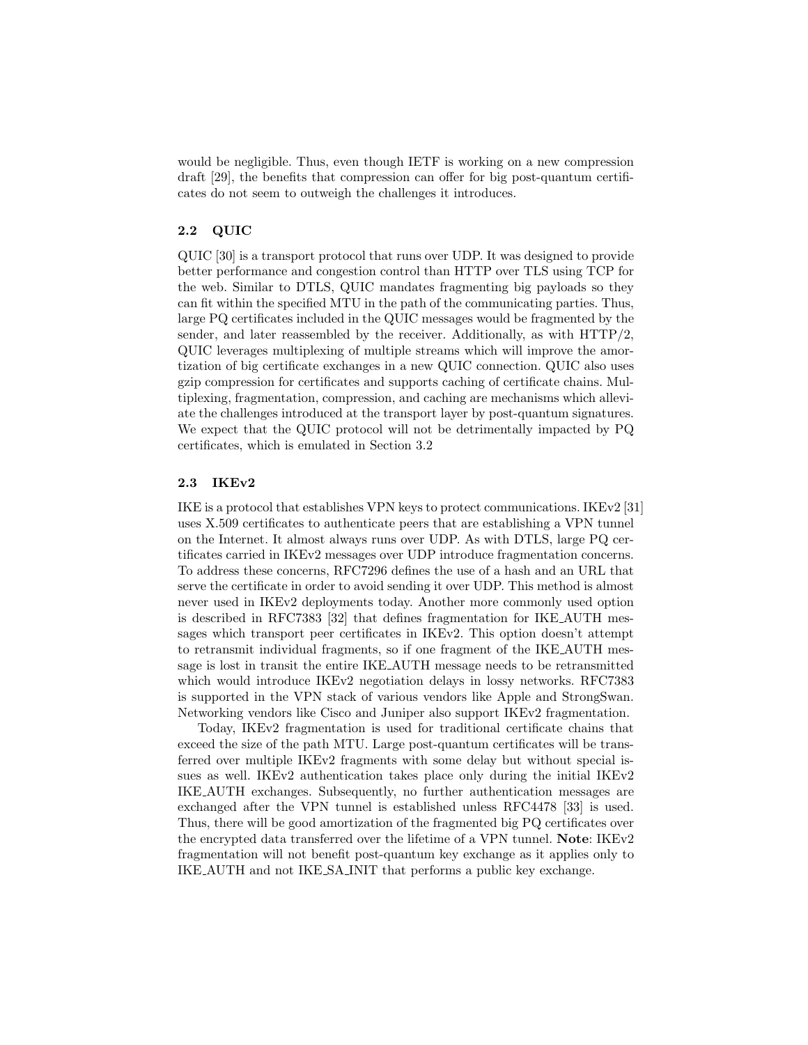would be negligible. Thus, even though IETF is working on a new compression draft [29], the benefits that compression can offer for big post-quantum certificates do not seem to outweigh the challenges it introduces.

### 2.2 QUIC

QUIC [30] is a transport protocol that runs over UDP. It was designed to provide better performance and congestion control than HTTP over TLS using TCP for the web. Similar to DTLS, QUIC mandates fragmenting big payloads so they can fit within the specified MTU in the path of the communicating parties. Thus, large PQ certificates included in the QUIC messages would be fragmented by the sender, and later reassembled by the receiver. Additionally, as with HTTP/2, QUIC leverages multiplexing of multiple streams which will improve the amortization of big certificate exchanges in a new QUIC connection. QUIC also uses gzip compression for certificates and supports caching of certificate chains. Multiplexing, fragmentation, compression, and caching are mechanisms which alleviate the challenges introduced at the transport layer by post-quantum signatures. We expect that the QUIC protocol will not be detrimentally impacted by PQ certificates, which is emulated in Section 3.2

### 2.3 IKEv2

IKE is a protocol that establishes VPN keys to protect communications. IKEv2 [31] uses X.509 certificates to authenticate peers that are establishing a VPN tunnel on the Internet. It almost always runs over UDP. As with DTLS, large PQ certificates carried in IKEv2 messages over UDP introduce fragmentation concerns. To address these concerns, RFC7296 defines the use of a hash and an URL that serve the certificate in order to avoid sending it over UDP. This method is almost never used in IKEv2 deployments today. Another more commonly used option is described in RFC7383 [32] that defines fragmentation for IKE_AUTH messages which transport peer certificates in IKEv2. This option doesn't attempt to retransmit individual fragments, so if one fragment of the IKE_AUTH message is lost in transit the entire IKE_AUTH message needs to be retransmitted which would introduce IKEv2 negotiation delays in lossy networks. RFC7383 is supported in the VPN stack of various vendors like Apple and StrongSwan. Networking vendors like Cisco and Juniper also support IKEv2 fragmentation.

Today, IKEv2 fragmentation is used for traditional certificate chains that exceed the size of the path MTU. Large post-quantum certificates will be transferred over multiple IKEv2 fragments with some delay but without special issues as well. IKEv2 authentication takes place only during the initial IKEv2 IKE_AUTH exchanges. Subsequently, no further authentication messages are exchanged after the VPN tunnel is established unless RFC4478 [33] is used. Thus, there will be good amortization of the fragmented big PQ certificates over the encrypted data transferred over the lifetime of a VPN tunnel. **Note**: IKEv2 fragmentation will not benefit post-quantum key exchange as it applies only to IKE_AUTH and not IKE_SA_INIT that performs a public key exchange.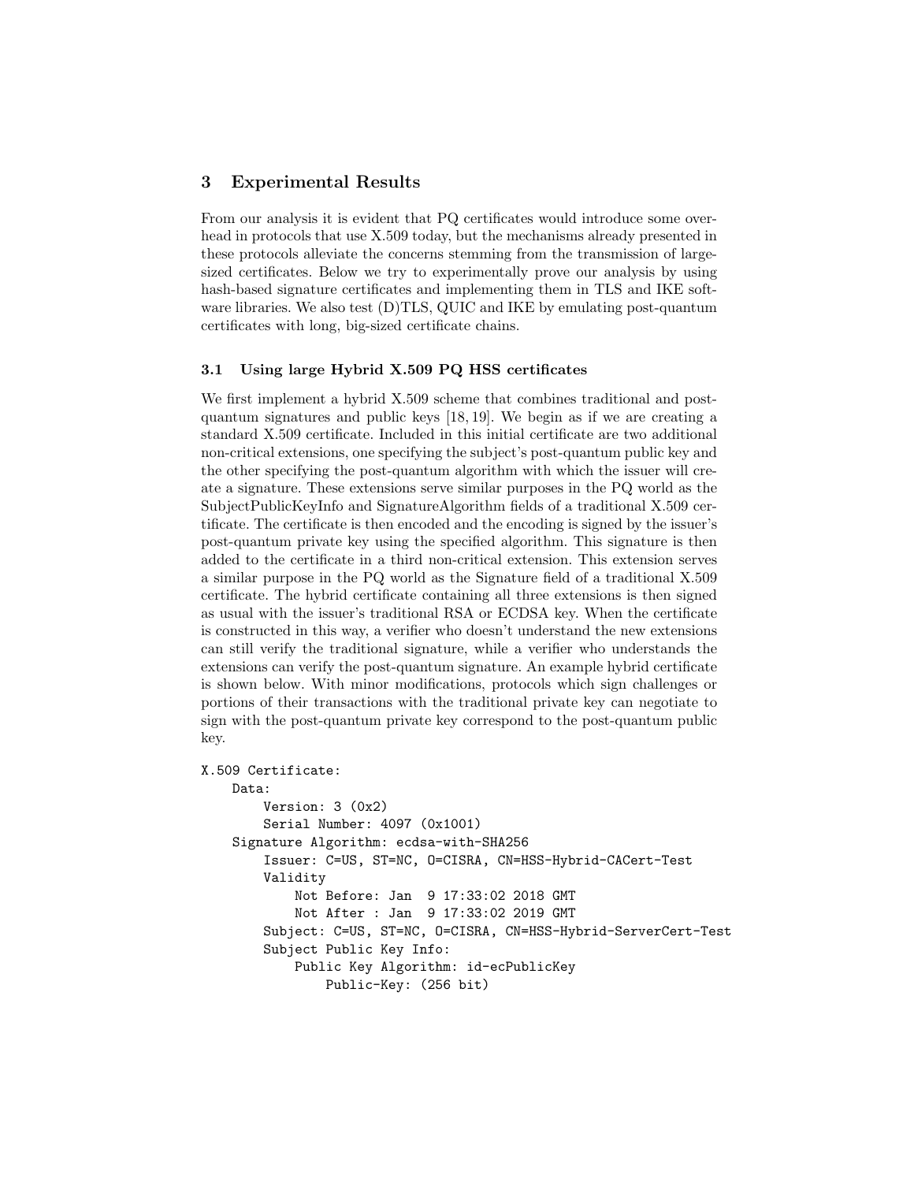## 3 Experimental Results

From our analysis it is evident that PQ certificates would introduce some overhead in protocols that use X.509 today, but the mechanisms already presented in these protocols alleviate the concerns stemming from the transmission of large-sized certificates. Below we try to experimentally prove our analysis by using hash-based signature certificates and implementing them in TLS and IKE software libraries. We also test (D)TLS, QUIC and IKE by emulating post-quantum certificates with long, big-sized certificate chains.

### 3.1 Using large Hybrid X.509 PQ HSS certificates

We first implement a hybrid X.509 scheme that combines traditional and post-quantum signatures and public keys [18, 19]. We begin as if we are creating a standard X.509 certificate. Included in this initial certificate are two additional non-critical extensions, one specifying the subject's post-quantum public key and the other specifying the post-quantum algorithm with which the issuer will create a signature. These extensions serve similar purposes in the PQ world as the SubjectPublicKeyInfo and SignatureAlgorithm fields of a traditional X.509 certificate. The certificate is then encoded and the encoding is signed by the issuer's post-quantum private key using the specified algorithm. This signature is then added to the certificate in a third non-critical extension. This extension serves a similar purpose in the PQ world as the Signature field of a traditional X.509 certificate. The hybrid certificate containing all three extensions is then signed as usual with the issuer's traditional RSA or ECDSA key. When the certificate is constructed in this way, a verifier who doesn't understand the new extensions can still verify the traditional signature, while a verifier who understands the extensions can verify the post-quantum signature. An example hybrid certificate is shown below. With minor modifications, protocols which sign challenges or portions of their transactions with the traditional private key can negotiate to sign with the post-quantum private key correspond to the post-quantum public key.

```
X.509 Certificate:
    Data:
        Version: 3 (0x2)
        Serial Number: 4097 (0x1001)
    Signature Algorithm: ecdsa-with-SHA256
        Issuer: C=US, ST=NC, O=CISRA, CN=HSS-Hybrid-CACert-Test
        Validity
            Not Before: Jan  9 17:33:02 2018 GMT
            Not After : Jan  9 17:33:02 2019 GMT
        Subject: C=US, ST=NC, O=CISRA, CN=HSS-Hybrid-ServerCert-Test
        Subject Public Key Info:
            Public Key Algorithm: id-ecPublicKey
                Public-Key: (256 bit)
```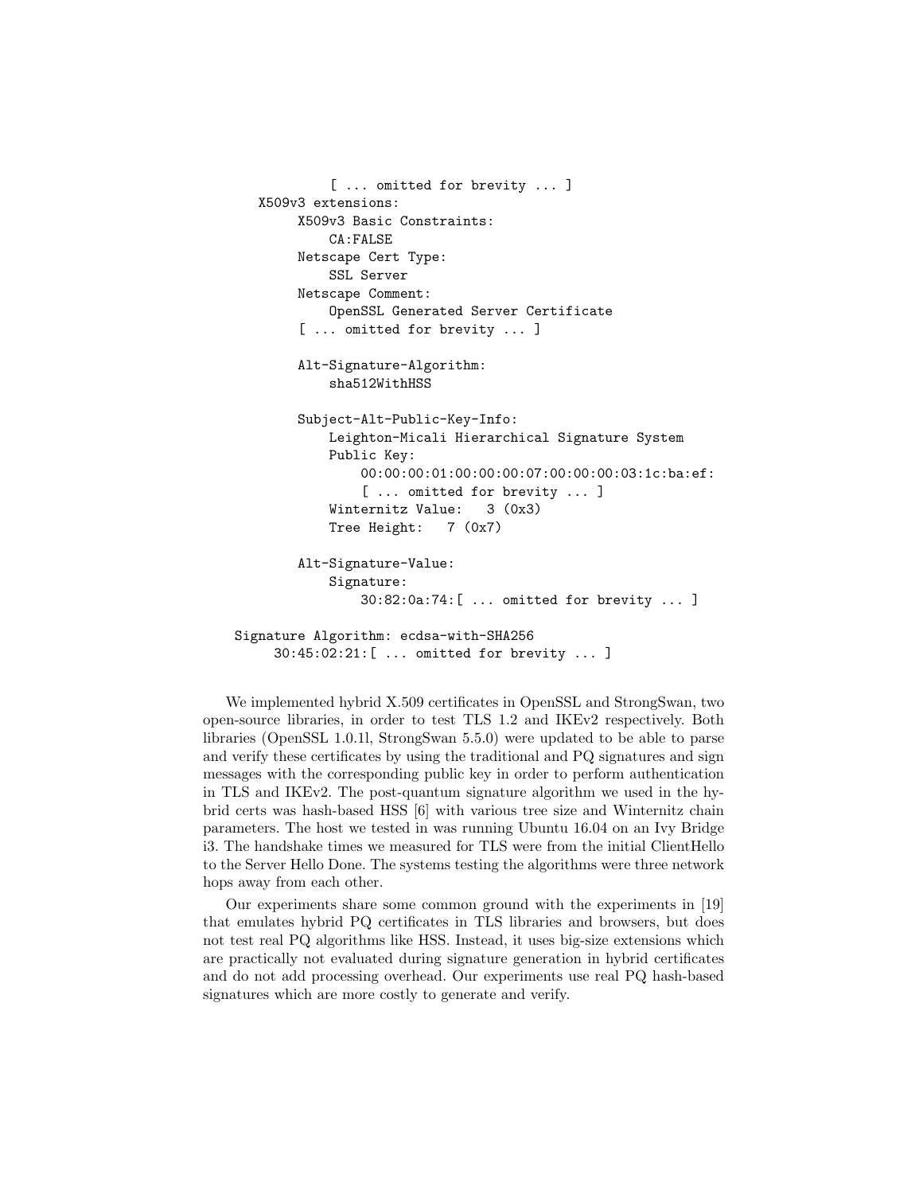```
            [ ... omitted for brevity ... ]
    X509v3 extensions:
        X509v3 Basic Constraints:
            CA:FALSE
        Netscape Cert Type:
            SSL Server
        Netscape Comment:
            OpenSSL Generated Server Certificate
        [ ... omitted for brevity ... ]

        Alt-Signature-Algorithm:
            sha512WithHSS

        Subject-Alt-Public-Key-Info:
            Leighton-Micali Hierarchical Signature System
            Public Key:
                00:00:00:01:00:00:00:07:00:00:00:03:1c:ba:ef:
                [ ... omitted for brevity ... ]
            Winternitz Value:   3 (0x3)
            Tree Height:   7 (0x7)

        Alt-Signature-Value:
            Signature:
                30:82:0a:74:[ ... omitted for brevity ... ]

  Signature Algorithm: ecdsa-with-SHA256
      30:45:02:21:[ ... omitted for brevity ... ]
```

We implemented hybrid X.509 certificates in OpenSSL and StrongSwan, two open-source libraries, in order to test TLS 1.2 and IKEv2 respectively. Both libraries (OpenSSL 1.0.1l, StrongSwan 5.5.0) were updated to be able to parse and verify these certificates by using the traditional and PQ signatures and sign messages with the corresponding public key in order to perform authentication in TLS and IKEv2. The post-quantum signature algorithm we used in the hybrid certs was hash-based HSS [6] with various tree size and Winternitz chain parameters. The host we tested in was running Ubuntu 16.04 on an Ivy Bridge i3. The handshake times we measured for TLS were from the initial ClientHello to the Server Hello Done. The systems testing the algorithms were three network hops away from each other.

Our experiments share some common ground with the experiments in [19] that emulates hybrid PQ certificates in TLS libraries and browsers, but does not test real PQ algorithms like HSS. Instead, it uses big-size extensions which are practically not evaluated during signature generation in hybrid certificates and do not add processing overhead. Our experiments use real PQ hash-based signatures which are more costly to generate and verify.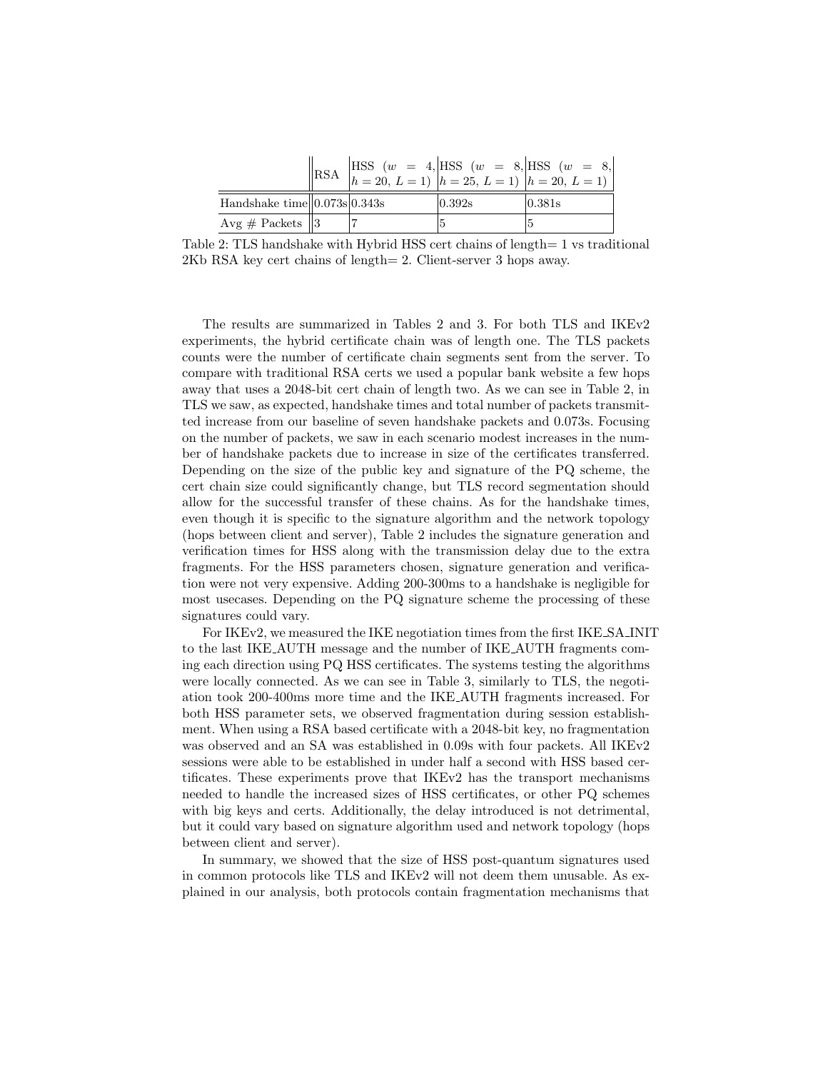| | RSA | HSS ($w = 4$, $h = 20$, $L = 1$) | HSS ($w = 8$, $h = 25$, $L = 1$) | HSS ($w = 8$, $h = 20$, $L = 1$) |
|---|---|---|---|---|
| Handshake time | 0.073s | 0.343s | 0.392s | 0.381s |
| Avg # Packets | 3 | 7 | 5 | 5 |

Table 2: TLS handshake with Hybrid HSS cert chains of length= 1 vs traditional 2Kb RSA key cert chains of length= 2. Client-server 3 hops away.

The results are summarized in Tables 2 and 3. For both TLS and IKEv2 experiments, the hybrid certificate chain was of length one. The TLS packets counts were the number of certificate chain segments sent from the server. To compare with traditional RSA certs we used a popular bank website a few hops away that uses a 2048-bit cert chain of length two. As we can see in Table 2, in TLS we saw, as expected, handshake times and total number of packets transmitted increase from our baseline of seven handshake packets and 0.073s. Focusing on the number of packets, we saw in each scenario modest increases in the number of handshake packets due to increase in size of the certificates transferred. Depending on the size of the public key and signature of the PQ scheme, the cert chain size could significantly change, but TLS record segmentation should allow for the successful transfer of these chains. As for the handshake times, even though it is specific to the signature algorithm and the network topology (hops between client and server), Table 2 includes the signature generation and verification times for HSS along with the transmission delay due to the extra fragments. For the HSS parameters chosen, signature generation and verification were not very expensive. Adding 200-300ms to a handshake is negligible for most usecases. Depending on the PQ signature scheme the processing of these signatures could vary.

For IKEv2, we measured the IKE negotiation times from the first IKE_SA_INIT to the last IKE_AUTH message and the number of IKE_AUTH fragments coming each direction using PQ HSS certificates. The systems testing the algorithms were locally connected. As we can see in Table 3, similarly to TLS, the negotiation took 200-400ms more time and the IKE_AUTH fragments increased. For both HSS parameter sets, we observed fragmentation during session establishment. When using a RSA based certificate with a 2048-bit key, no fragmentation was observed and an SA was established in 0.09s with four packets. All IKEv2 sessions were able to be established in under half a second with HSS based certificates. These experiments prove that IKEv2 has the transport mechanisms needed to handle the increased sizes of HSS certificates, or other PQ schemes with big keys and certs. Additionally, the delay introduced is not detrimental, but it could vary based on signature algorithm used and network topology (hops between client and server).

In summary, we showed that the size of HSS post-quantum signatures used in common protocols like TLS and IKEv2 will not deem them unusable. As explained in our analysis, both protocols contain fragmentation mechanisms that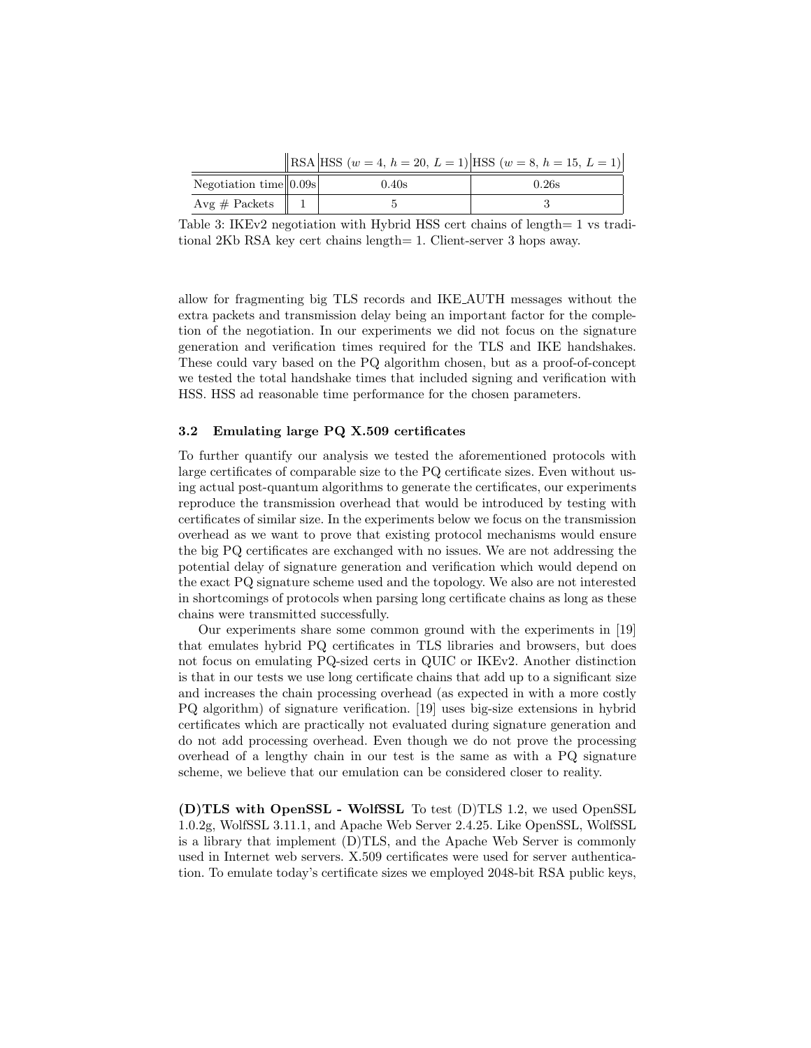| | RSA | HSS ($w = 4$, $h = 20$, $L = 1$) | HSS ($w = 8$, $h = 15$, $L = 1$) |
|---|---|---|---|
| Negotiation time | 0.09s | 0.40s | 0.26s |
| Avg # Packets | 1 | 5 | 3 |

Table 3: IKEv2 negotiation with Hybrid HSS cert chains of length= 1 vs traditional 2Kb RSA key cert chains length= 1. Client-server 3 hops away.

allow for fragmenting big TLS records and IKE_AUTH messages without the extra packets and transmission delay being an important factor for the completion of the negotiation. In our experiments we did not focus on the signature generation and verification times required for the TLS and IKE handshakes. These could vary based on the PQ algorithm chosen, but as a proof-of-concept we tested the total handshake times that included signing and verification with HSS. HSS ad reasonable time performance for the chosen parameters.

### 3.2 Emulating large PQ X.509 certificates

To further quantify our analysis we tested the aforementioned protocols with large certificates of comparable size to the PQ certificate sizes. Even without using actual post-quantum algorithms to generate the certificates, our experiments reproduce the transmission overhead that would be introduced by testing with certificates of similar size. In the experiments below we focus on the transmission overhead as we want to prove that existing protocol mechanisms would ensure the big PQ certificates are exchanged with no issues. We are not addressing the potential delay of signature generation and verification which would depend on the exact PQ signature scheme used and the topology. We also are not interested in shortcomings of protocols when parsing long certificate chains as long as these chains were transmitted successfully.

Our experiments share some common ground with the experiments in [19] that emulates hybrid PQ certificates in TLS libraries and browsers, but does not focus on emulating PQ-sized certs in QUIC or IKEv2. Another distinction is that in our tests we use long certificate chains that add up to a significant size and increases the chain processing overhead (as expected in with a more costly PQ algorithm) of signature verification. [19] uses big-size extensions in hybrid certificates which are practically not evaluated during signature generation and do not add processing overhead. Even though we do not prove the processing overhead of a lengthy chain in our test is the same as with a PQ signature scheme, we believe that our emulation can be considered closer to reality.

**(D)TLS with OpenSSL - WolfSSL** To test (D)TLS 1.2, we used OpenSSL 1.0.2g, WolfSSL 3.11.1, and Apache Web Server 2.4.25. Like OpenSSL, WolfSSL is a library that implement (D)TLS, and the Apache Web Server is commonly used in Internet web servers. X.509 certificates were used for server authentication. To emulate today's certificate sizes we employed 2048-bit RSA public keys,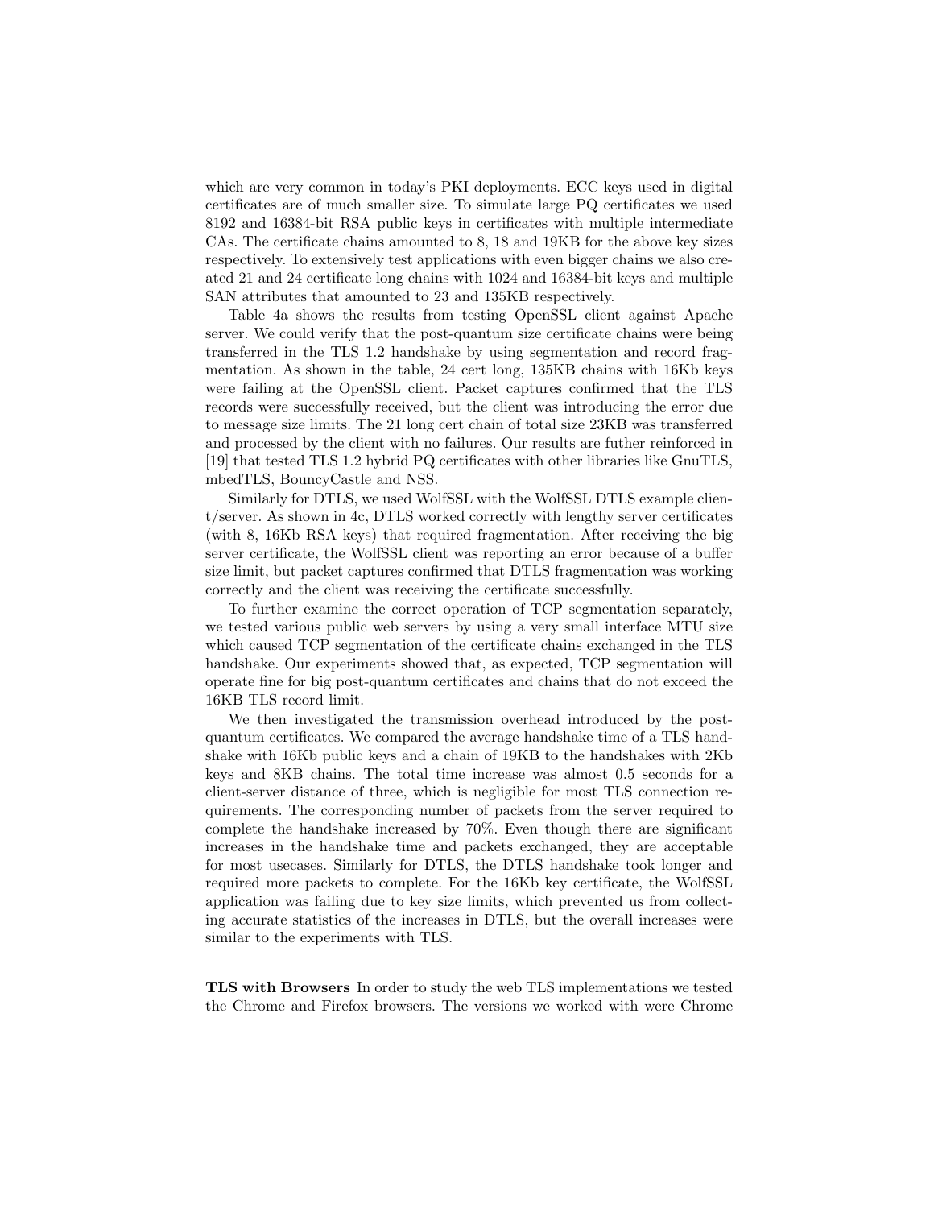which are very common in today's PKI deployments. ECC keys used in digital certificates are of much smaller size. To simulate large PQ certificates we used 8192 and 16384-bit RSA public keys in certificates with multiple intermediate CAs. The certificate chains amounted to 8, 18 and 19KB for the above key sizes respectively. To extensively test applications with even bigger chains we also created 21 and 24 certificate long chains with 1024 and 16384-bit keys and multiple SAN attributes that amounted to 23 and 135KB respectively.

Table 4a shows the results from testing OpenSSL client against Apache server. We could verify that the post-quantum size certificate chains were being transferred in the TLS 1.2 handshake by using segmentation and record fragmentation. As shown in the table, 24 cert long, 135KB chains with 16Kb keys were failing at the OpenSSL client. Packet captures confirmed that the TLS records were successfully received, but the client was introducing the error due to message size limits. The 21 long cert chain of total size 23KB was transferred and processed by the client with no failures. Our results are futher reinforced in [19] that tested TLS 1.2 hybrid PQ certificates with other libraries like GnuTLS, mbedTLS, BouncyCastle and NSS.

Similarly for DTLS, we used WolfSSL with the WolfSSL DTLS example client/server. As shown in 4c, DTLS worked correctly with lengthy server certificates (with 8, 16Kb RSA keys) that required fragmentation. After receiving the big server certificate, the WolfSSL client was reporting an error because of a buffer size limit, but packet captures confirmed that DTLS fragmentation was working correctly and the client was receiving the certificate successfully.

To further examine the correct operation of TCP segmentation separately, we tested various public web servers by using a very small interface MTU size which caused TCP segmentation of the certificate chains exchanged in the TLS handshake. Our experiments showed that, as expected, TCP segmentation will operate fine for big post-quantum certificates and chains that do not exceed the 16KB TLS record limit.

We then investigated the transmission overhead introduced by the post-quantum certificates. We compared the average handshake time of a TLS handshake with 16Kb public keys and a chain of 19KB to the handshakes with 2Kb keys and 8KB chains. The total time increase was almost 0.5 seconds for a client-server distance of three, which is negligible for most TLS connection requirements. The corresponding number of packets from the server required to complete the handshake increased by 70%. Even though there are significant increases in the handshake time and packets exchanged, they are acceptable for most usecases. Similarly for DTLS, the DTLS handshake took longer and required more packets to complete. For the 16Kb key certificate, the WolfSSL application was failing due to key size limits, which prevented us from collecting accurate statistics of the increases in DTLS, but the overall increases were similar to the experiments with TLS.

**TLS with Browsers** In order to study the web TLS implementations we tested the Chrome and Firefox browsers. The versions we worked with were Chrome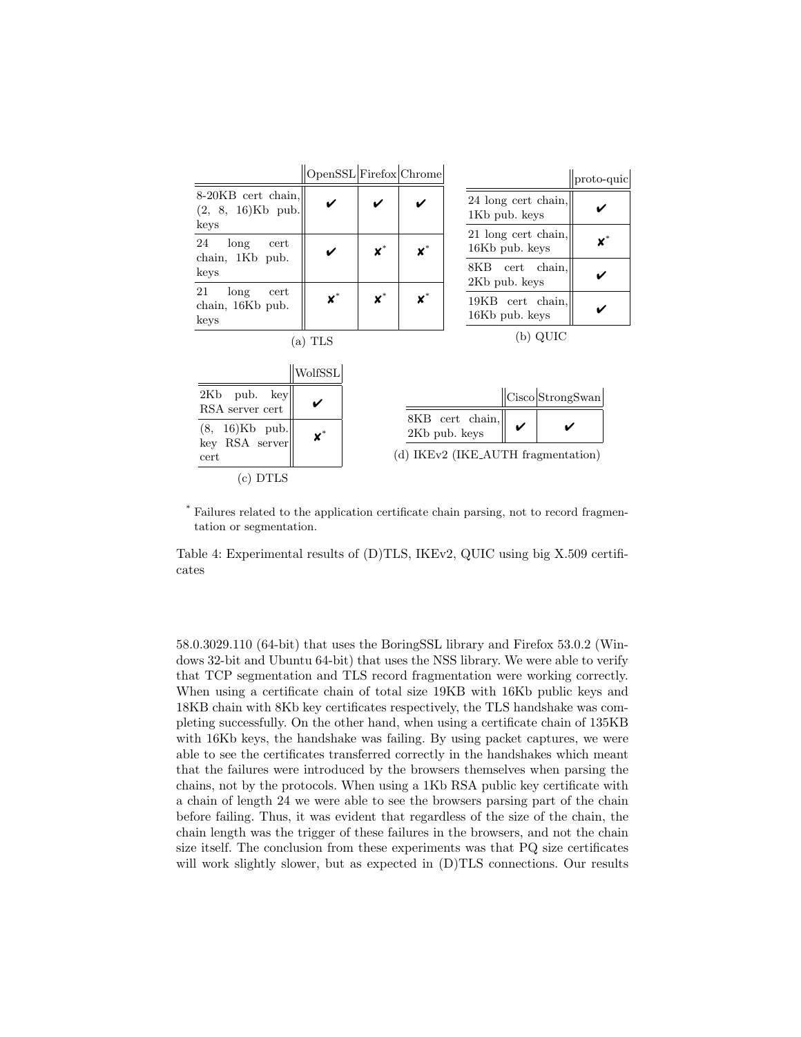| | OpenSSL | Firefox | Chrome |
|---|---|---|---|
| 8-20KB cert chain, (2, 8, 16)Kb pub. keys | ✔ | ✔ | ✔ |
| 24 long cert chain, 1Kb pub. keys | ✔ | ✘* | ✘* |
| 21 long cert chain, 16Kb pub. keys | ✘* | ✘* | ✘* |

(a) TLS

| | proto-quic |
|---|---|
| 24 long cert chain, 1Kb pub. keys | ✔ |
| 21 long cert chain, 16Kb pub. keys | ✘* |
| 8KB cert chain, 2Kb pub. keys | ✔ |
| 19KB cert chain, 16Kb pub. keys | ✔ |

(b) QUIC

| | WolfSSL |
|---|---|
| 2Kb pub. key RSA server cert | ✔ |
| (8, 16)Kb pub. key RSA server cert | ✘* |

(c) DTLS

| | Cisco | StrongSwan |
|---|---|---|
| 8KB cert chain, 2Kb pub. keys | ✔ | ✔ |

(d) IKEv2 (IKE_AUTH fragmentation)

\* Failures related to the application certificate chain parsing, not to record fragmentation or segmentation.

Table 4: Experimental results of (D)TLS, IKEv2, QUIC using big X.509 certificates

58.0.3029.110 (64-bit) that uses the BoringSSL library and Firefox 53.0.2 (Windows 32-bit and Ubuntu 64-bit) that uses the NSS library. We were able to verify that TCP segmentation and TLS record fragmentation were working correctly. When using a certificate chain of total size 19KB with 16Kb public keys and 18KB chain with 8Kb key certificates respectively, the TLS handshake was completing successfully. On the other hand, when using a certificate chain of 135KB with 16Kb keys, the handshake was failing. By using packet captures, we were able to see the certificates transferred correctly in the handshakes which meant that the failures were introduced by the browsers themselves when parsing the chains, not by the protocols. When using a 1Kb RSA public key certificate with a chain of length 24 we were able to see the browsers parsing part of the chain before failing. Thus, it was evident that regardless of the size of the chain, the chain length was the trigger of these failures in the browsers, and not the chain size itself. The conclusion from these experiments was that PQ size certificates will work slightly slower, but as expected in (D)TLS connections. Our results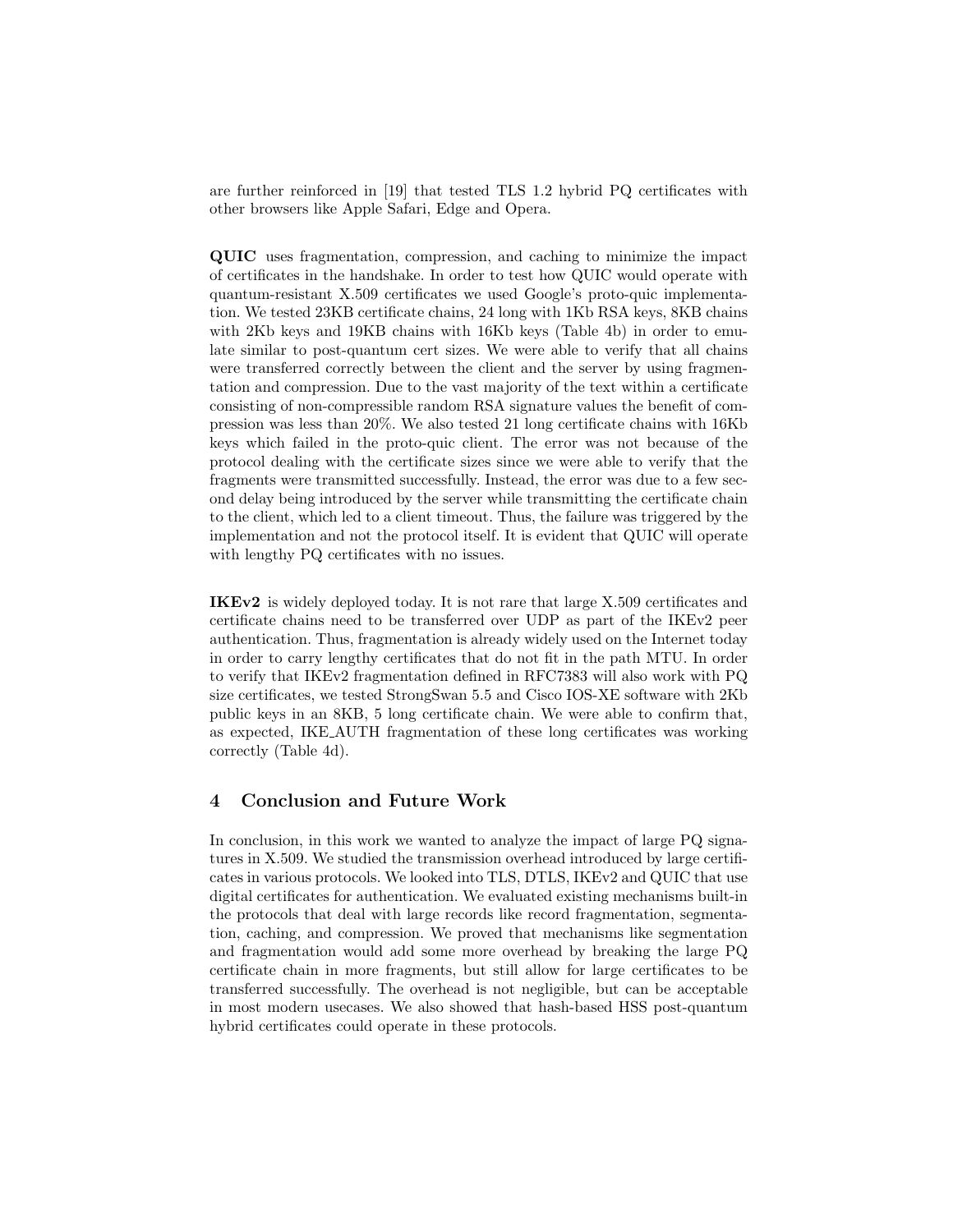are further reinforced in [19] that tested TLS 1.2 hybrid PQ certificates with other browsers like Apple Safari, Edge and Opera.

**QUIC** uses fragmentation, compression, and caching to minimize the impact of certificates in the handshake. In order to test how QUIC would operate with quantum-resistant X.509 certificates we used Google's proto-quic implementation. We tested 23KB certificate chains, 24 long with 1Kb RSA keys, 8KB chains with 2Kb keys and 19KB chains with 16Kb keys (Table 4b) in order to emulate similar to post-quantum cert sizes. We were able to verify that all chains were transferred correctly between the client and the server by using fragmentation and compression. Due to the vast majority of the text within a certificate consisting of non-compressible random RSA signature values the benefit of compression was less than 20%. We also tested 21 long certificate chains with 16Kb keys which failed in the proto-quic client. The error was not because of the protocol dealing with the certificate sizes since we were able to verify that the fragments were transmitted successfully. Instead, the error was due to a few second delay being introduced by the server while transmitting the certificate chain to the client, which led to a client timeout. Thus, the failure was triggered by the implementation and not the protocol itself. It is evident that QUIC will operate with lengthy PQ certificates with no issues.

**IKEv2** is widely deployed today. It is not rare that large X.509 certificates and certificate chains need to be transferred over UDP as part of the IKEv2 peer authentication. Thus, fragmentation is already widely used on the Internet today in order to carry lengthy certificates that do not fit in the path MTU. In order to verify that IKEv2 fragmentation defined in RFC7383 will also work with PQ size certificates, we tested StrongSwan 5.5 and Cisco IOS-XE software with 2Kb public keys in an 8KB, 5 long certificate chain. We were able to confirm that, as expected, IKE_AUTH fragmentation of these long certificates was working correctly (Table 4d).

## 4 Conclusion and Future Work

In conclusion, in this work we wanted to analyze the impact of large PQ signatures in X.509. We studied the transmission overhead introduced by large certificates in various protocols. We looked into TLS, DTLS, IKEv2 and QUIC that use digital certificates for authentication. We evaluated existing mechanisms built-in the protocols that deal with large records like record fragmentation, segmentation, caching, and compression. We proved that mechanisms like segmentation and fragmentation would add some more overhead by breaking the large PQ certificate chain in more fragments, but still allow for large certificates to be transferred successfully. The overhead is not negligible, but can be acceptable in most modern usecases. We also showed that hash-based HSS post-quantum hybrid certificates could operate in these protocols.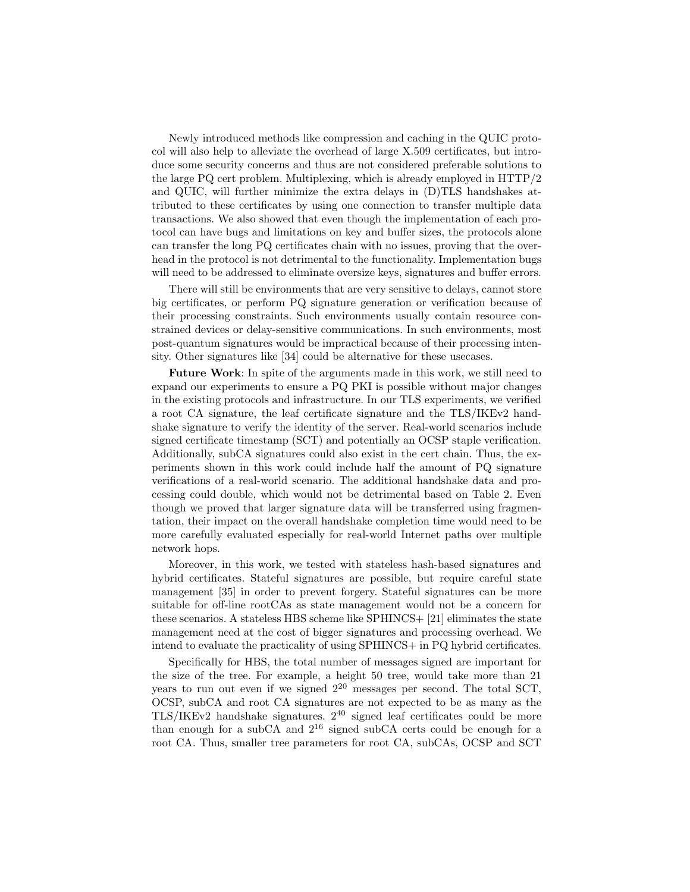Newly introduced methods like compression and caching in the QUIC protocol will also help to alleviate the overhead of large X.509 certificates, but introduce some security concerns and thus are not considered preferable solutions to the large PQ cert problem. Multiplexing, which is already employed in HTTP/2 and QUIC, will further minimize the extra delays in (D)TLS handshakes attributed to these certificates by using one connection to transfer multiple data transactions. We also showed that even though the implementation of each protocol can have bugs and limitations on key and buffer sizes, the protocols alone can transfer the long PQ certificates chain with no issues, proving that the overhead in the protocol is not detrimental to the functionality. Implementation bugs will need to be addressed to eliminate oversize keys, signatures and buffer errors.

There will still be environments that are very sensitive to delays, cannot store big certificates, or perform PQ signature generation or verification because of their processing constraints. Such environments usually contain resource constrained devices or delay-sensitive communications. In such environments, most post-quantum signatures would be impractical because of their processing intensity. Other signatures like [34] could be alternative for these usecases.

**Future Work**: In spite of the arguments made in this work, we still need to expand our experiments to ensure a PQ PKI is possible without major changes in the existing protocols and infrastructure. In our TLS experiments, we verified a root CA signature, the leaf certificate signature and the TLS/IKEv2 handshake signature to verify the identity of the server. Real-world scenarios include signed certificate timestamp (SCT) and potentially an OCSP staple verification. Additionally, subCA signatures could also exist in the cert chain. Thus, the experiments shown in this work could include half the amount of PQ signature verifications of a real-world scenario. The additional handshake data and processing could double, which would not be detrimental based on Table 2. Even though we proved that larger signature data will be transferred using fragmentation, their impact on the overall handshake completion time would need to be more carefully evaluated especially for real-world Internet paths over multiple network hops.

Moreover, in this work, we tested with stateless hash-based signatures and hybrid certificates. Stateful signatures are possible, but require careful state management [35] in order to prevent forgery. Stateful signatures can be more suitable for off-line rootCAs as state management would not be a concern for these scenarios. A stateless HBS scheme like SPHINCS+ [21] eliminates the state management need at the cost of bigger signatures and processing overhead. We intend to evaluate the practicality of using SPHINCS+ in PQ hybrid certificates.

Specifically for HBS, the total number of messages signed are important for the size of the tree. For example, a height 50 tree, would take more than 21 years to run out even if we signed $2^{20}$ messages per second. The total SCT, OCSP, subCA and root CA signatures are not expected to be as many as the TLS/IKEv2 handshake signatures. $2^{40}$ signed leaf certificates could be more than enough for a subCA and $2^{16}$ signed subCA certs could be enough for a root CA. Thus, smaller tree parameters for root CA, subCAs, OCSP and SCT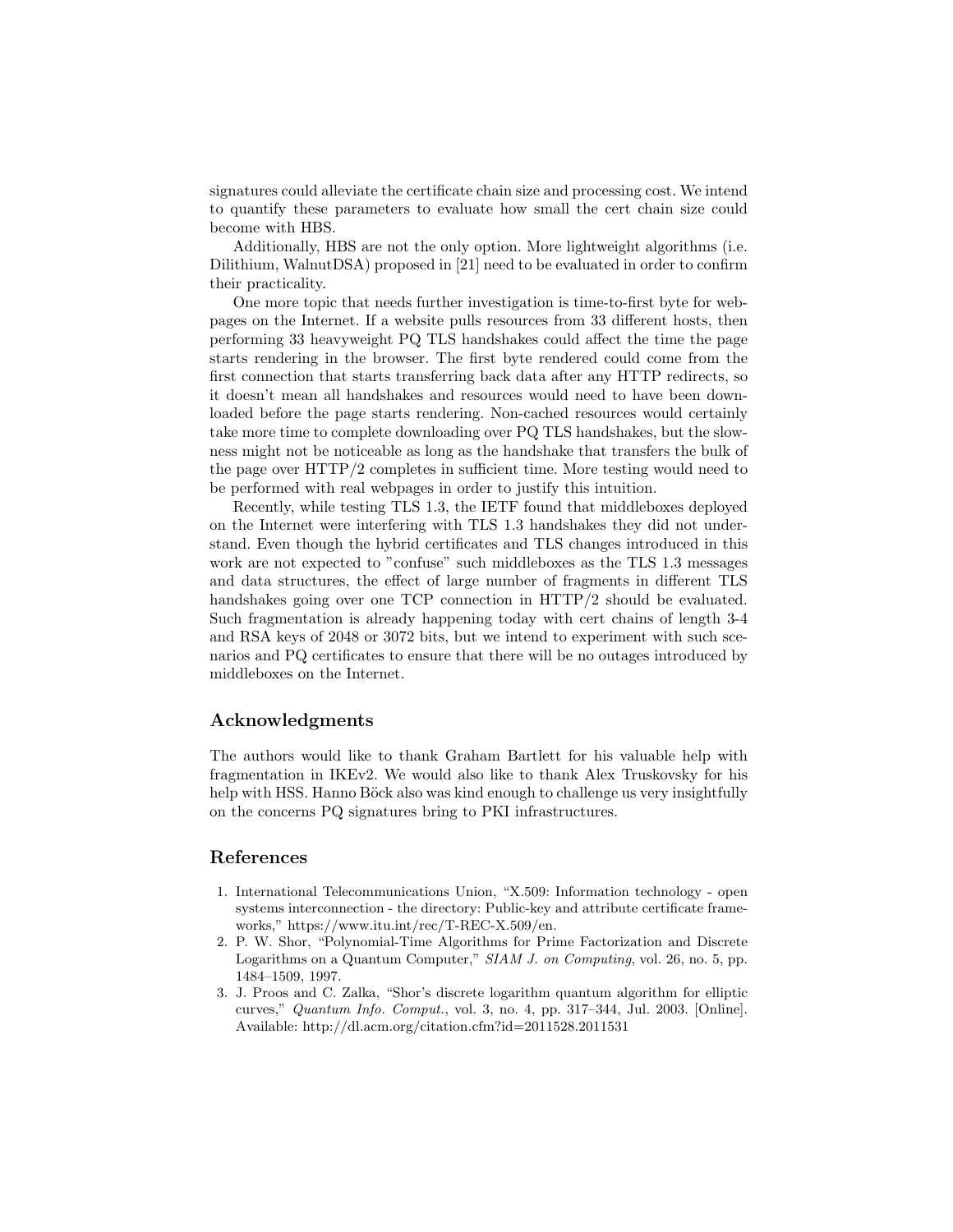signatures could alleviate the certificate chain size and processing cost. We intend to quantify these parameters to evaluate how small the cert chain size could become with HBS.

Additionally, HBS are not the only option. More lightweight algorithms (i.e. Dilithium, WalnutDSA) proposed in [21] need to be evaluated in order to confirm their practicality.

One more topic that needs further investigation is time-to-first byte for webpages on the Internet. If a website pulls resources from 33 different hosts, then performing 33 heavyweight PQ TLS handshakes could affect the time the page starts rendering in the browser. The first byte rendered could come from the first connection that starts transferring back data after any HTTP redirects, so it doesn't mean all handshakes and resources would need to have been downloaded before the page starts rendering. Non-cached resources would certainly take more time to complete downloading over PQ TLS handshakes, but the slowness might not be noticeable as long as the handshake that transfers the bulk of the page over HTTP/2 completes in sufficient time. More testing would need to be performed with real webpages in order to justify this intuition.

Recently, while testing TLS 1.3, the IETF found that middleboxes deployed on the Internet were interfering with TLS 1.3 handshakes they did not understand. Even though the hybrid certificates and TLS changes introduced in this work are not expected to "confuse" such middleboxes as the TLS 1.3 messages and data structures, the effect of large number of fragments in different TLS handshakes going over one TCP connection in HTTP/2 should be evaluated. Such fragmentation is already happening today with cert chains of length 3-4 and RSA keys of 2048 or 3072 bits, but we intend to experiment with such scenarios and PQ certificates to ensure that there will be no outages introduced by middleboxes on the Internet.

## Acknowledgments

The authors would like to thank Graham Bartlett for his valuable help with fragmentation in IKEv2. We would also like to thank Alex Truskovsky for his help with HSS. Hanno Böck also was kind enough to challenge us very insightfully on the concerns PQ signatures bring to PKI infrastructures.

## References

1. International Telecommunications Union, "X.509: Information technology - open systems interconnection - the directory: Public-key and attribute certificate frameworks," https://www.itu.int/rec/T-REC-X.509/en.
2. P. W. Shor, "Polynomial-Time Algorithms for Prime Factorization and Discrete Logarithms on a Quantum Computer," *SIAM J. on Computing*, vol. 26, no. 5, pp. 1484–1509, 1997.
3. J. Proos and C. Zalka, "Shor's discrete logarithm quantum algorithm for elliptic curves," *Quantum Info. Comput.*, vol. 3, no. 4, pp. 317–344, Jul. 2003. [Online]. Available: http://dl.acm.org/citation.cfm?id=2011528.2011531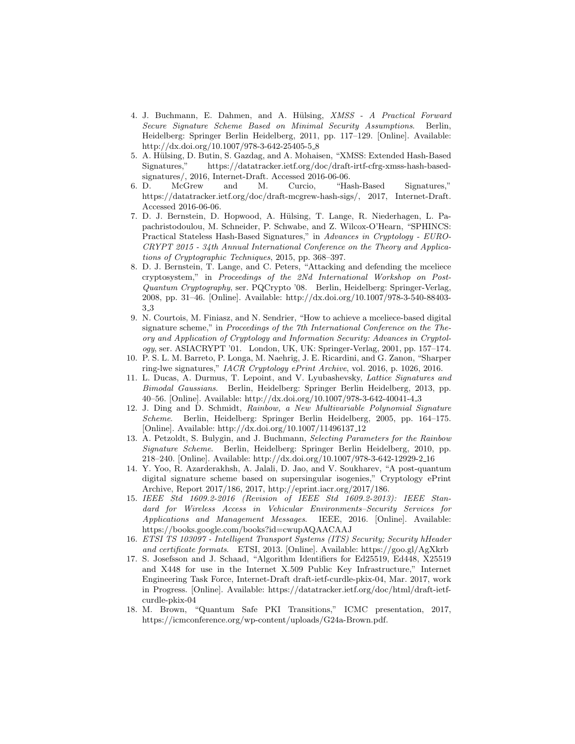4. J. Buchmann, E. Dahmen, and A. Hülsing, *XMSS - A Practical Forward Secure Signature Scheme Based on Minimal Security Assumptions*. Berlin, Heidelberg: Springer Berlin Heidelberg, 2011, pp. 117–129. [Online]. Available: http://dx.doi.org/10.1007/978-3-642-25405-5_8
5. A. Hülsing, D. Butin, S. Gazdag, and A. Mohaisen, "XMSS: Extended Hash-Based Signatures," https://datatracker.ietf.org/doc/draft-irtf-cfrg-xmss-hash-based-signatures/, 2016, Internet-Draft. Accessed 2016-06-06.
6. D. McGrew and M. Curcio, "Hash-Based Signatures," https://datatracker.ietf.org/doc/draft-mcgrew-hash-sigs/, 2017, Internet-Draft. Accessed 2016-06-06.
7. D. J. Bernstein, D. Hopwood, A. Hülsing, T. Lange, R. Niederhagen, L. Papachristodoulou, M. Schneider, P. Schwabe, and Z. Wilcox-O'Hearn, "SPHINCS: Practical Stateless Hash-Based Signatures," in *Advances in Cryptology - EUROCRYPT 2015 - 34th Annual International Conference on the Theory and Applications of Cryptographic Techniques*, 2015, pp. 368–397.
8. D. J. Bernstein, T. Lange, and C. Peters, "Attacking and defending the mceliece cryptosystem," in *Proceedings of the 2Nd International Workshop on Post-Quantum Cryptography*, ser. PQCrypto '08. Berlin, Heidelberg: Springer-Verlag, 2008, pp. 31–46. [Online]. Available: http://dx.doi.org/10.1007/978-3-540-88403-3_3
9. N. Courtois, M. Finiasz, and N. Sendrier, "How to achieve a mceliece-based digital signature scheme," in *Proceedings of the 7th International Conference on the Theory and Application of Cryptology and Information Security: Advances in Cryptology*, ser. ASIACRYPT '01. London, UK, UK: Springer-Verlag, 2001, pp. 157–174.
10. P. S. L. M. Barreto, P. Longa, M. Naehrig, J. E. Ricardini, and G. Zanon, "Sharper ring-lwe signatures," *IACR Cryptology ePrint Archive*, vol. 2016, p. 1026, 2016.
11. L. Ducas, A. Durmus, T. Lepoint, and V. Lyubashevsky, *Lattice Signatures and Bimodal Gaussians*. Berlin, Heidelberg: Springer Berlin Heidelberg, 2013, pp. 40–56. [Online]. Available: http://dx.doi.org/10.1007/978-3-642-40041-4_3
12. J. Ding and D. Schmidt, *Rainbow, a New Multivariable Polynomial Signature Scheme*. Berlin, Heidelberg: Springer Berlin Heidelberg, 2005, pp. 164–175. [Online]. Available: http://dx.doi.org/10.1007/11496137_12
13. A. Petzoldt, S. Bulygin, and J. Buchmann, *Selecting Parameters for the Rainbow Signature Scheme*. Berlin, Heidelberg: Springer Berlin Heidelberg, 2010, pp. 218–240. [Online]. Available: http://dx.doi.org/10.1007/978-3-642-12929-2_16
14. Y. Yoo, R. Azarderakhsh, A. Jalali, D. Jao, and V. Soukharev, "A post-quantum digital signature scheme based on supersingular isogenies," Cryptology ePrint Archive, Report 2017/186, 2017, http://eprint.iacr.org/2017/186.
15. *IEEE Std 1609.2-2016 (Revision of IEEE Std 1609.2-2013): IEEE Standard for Wireless Access in Vehicular Environments–Security Services for Applications and Management Messages*. IEEE, 2016. [Online]. Available: https://books.google.com/books?id=cwupAQAACAAJ
16. *ETSI TS 103097 - Intelligent Transport Systems (ITS) Security; Security hHeader and certificate formats*. ETSI, 2013. [Online]. Available: https://goo.gl/AgXkrb
17. S. Josefsson and J. Schaad, "Algorithm Identifiers for Ed25519, Ed448, X25519 and X448 for use in the Internet X.509 Public Key Infrastructure," Internet Engineering Task Force, Internet-Draft draft-ietf-curdle-pkix-04, Mar. 2017, work in Progress. [Online]. Available: https://datatracker.ietf.org/doc/html/draft-ietf-curdle-pkix-04
18. M. Brown, "Quantum Safe PKI Transitions," ICMC presentation, 2017, https://icmconference.org/wp-content/uploads/G24a-Brown.pdf.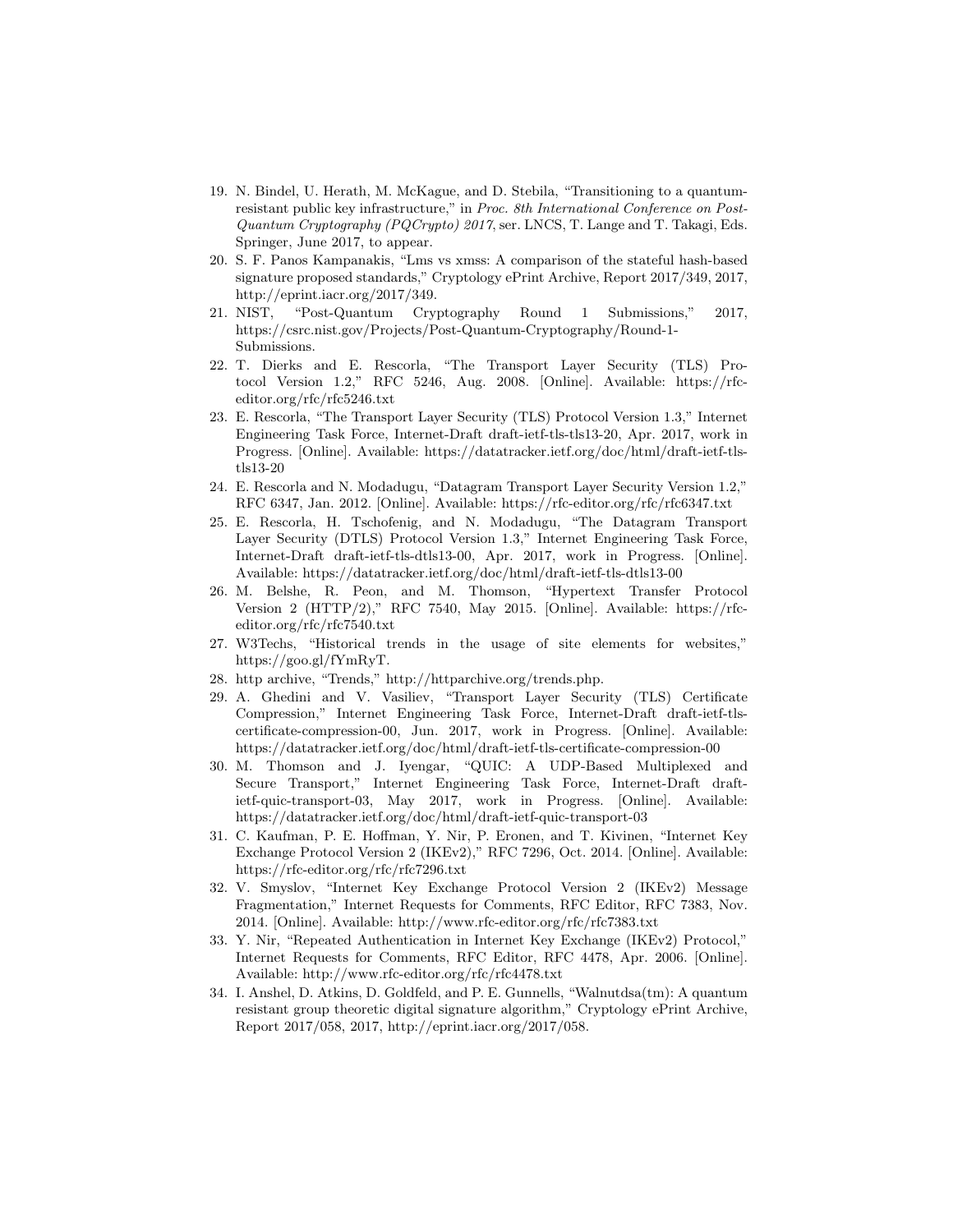19. N. Bindel, U. Herath, M. McKague, and D. Stebila, "Transitioning to a quantum-resistant public key infrastructure," in *Proc. 8th International Conference on Post-Quantum Cryptography (PQCrypto) 2017*, ser. LNCS, T. Lange and T. Takagi, Eds. Springer, June 2017, to appear.
20. S. F. Panos Kampanakis, "Lms vs xmss: A comparison of the stateful hash-based signature proposed standards," Cryptology ePrint Archive, Report 2017/349, 2017, http://eprint.iacr.org/2017/349.
21. NIST, "Post-Quantum Cryptography Round 1 Submissions," 2017, https://csrc.nist.gov/Projects/Post-Quantum-Cryptography/Round-1-Submissions.
22. T. Dierks and E. Rescorla, "The Transport Layer Security (TLS) Protocol Version 1.2," RFC 5246, Aug. 2008. [Online]. Available: https://rfc-editor.org/rfc/rfc5246.txt
23. E. Rescorla, "The Transport Layer Security (TLS) Protocol Version 1.3," Internet Engineering Task Force, Internet-Draft draft-ietf-tls-tls13-20, Apr. 2017, work in Progress. [Online]. Available: https://datatracker.ietf.org/doc/html/draft-ietf-tls-tls13-20
24. E. Rescorla and N. Modadugu, "Datagram Transport Layer Security Version 1.2," RFC 6347, Jan. 2012. [Online]. Available: https://rfc-editor.org/rfc/rfc6347.txt
25. E. Rescorla, H. Tschofenig, and N. Modadugu, "The Datagram Transport Layer Security (DTLS) Protocol Version 1.3," Internet Engineering Task Force, Internet-Draft draft-ietf-tls-dtls13-00, Apr. 2017, work in Progress. [Online]. Available: https://datatracker.ietf.org/doc/html/draft-ietf-tls-dtls13-00
26. M. Belshe, R. Peon, and M. Thomson, "Hypertext Transfer Protocol Version 2 (HTTP/2)," RFC 7540, May 2015. [Online]. Available: https://rfc-editor.org/rfc/rfc7540.txt
27. W3Techs, "Historical trends in the usage of site elements for websites," https://goo.gl/fYmRyT.
28. http archive, "Trends," http://httparchive.org/trends.php.
29. A. Ghedini and V. Vasiliev, "Transport Layer Security (TLS) Certificate Compression," Internet Engineering Task Force, Internet-Draft draft-ietf-tls-certificate-compression-00, Jun. 2017, work in Progress. [Online]. Available: https://datatracker.ietf.org/doc/html/draft-ietf-tls-certificate-compression-00
30. M. Thomson and J. Iyengar, "QUIC: A UDP-Based Multiplexed and Secure Transport," Internet Engineering Task Force, Internet-Draft draft-ietf-quic-transport-03, May 2017, work in Progress. [Online]. Available: https://datatracker.ietf.org/doc/html/draft-ietf-quic-transport-03
31. C. Kaufman, P. E. Hoffman, Y. Nir, P. Eronen, and T. Kivinen, "Internet Key Exchange Protocol Version 2 (IKEv2)," RFC 7296, Oct. 2014. [Online]. Available: https://rfc-editor.org/rfc/rfc7296.txt
32. V. Smyslov, "Internet Key Exchange Protocol Version 2 (IKEv2) Message Fragmentation," Internet Requests for Comments, RFC Editor, RFC 7383, Nov. 2014. [Online]. Available: http://www.rfc-editor.org/rfc/rfc7383.txt
33. Y. Nir, "Repeated Authentication in Internet Key Exchange (IKEv2) Protocol," Internet Requests for Comments, RFC Editor, RFC 4478, Apr. 2006. [Online]. Available: http://www.rfc-editor.org/rfc/rfc4478.txt
34. I. Anshel, D. Atkins, D. Goldfeld, and P. E. Gunnells, "Walnutdsa(tm): A quantum resistant group theoretic digital signature algorithm," Cryptology ePrint Archive, Report 2017/058, 2017, http://eprint.iacr.org/2017/058.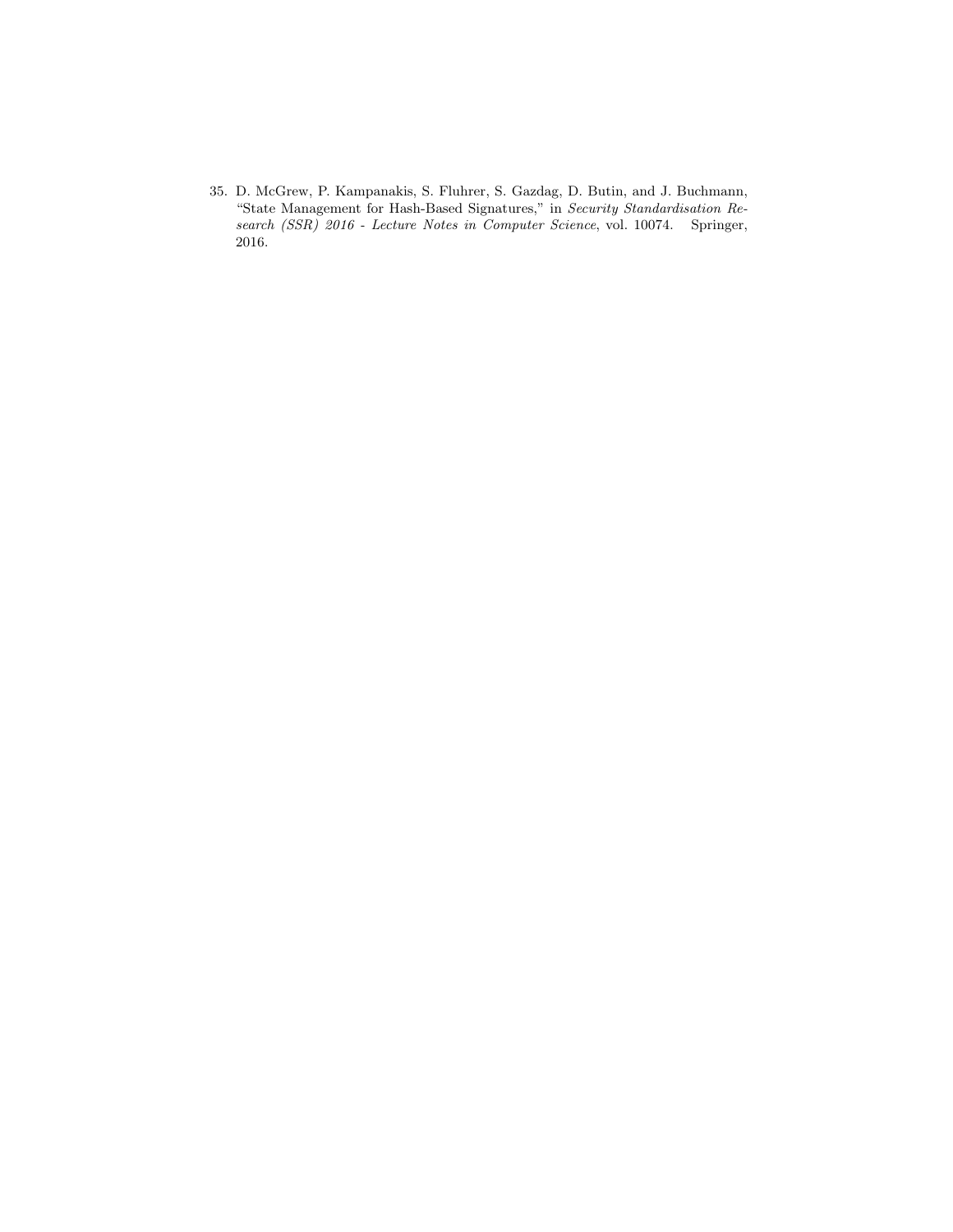35. D. McGrew, P. Kampanakis, S. Fluhrer, S. Gazdag, D. Butin, and J. Buchmann, "State Management for Hash-Based Signatures," in *Security Standardisation Research (SSR) 2016 - Lecture Notes in Computer Science*, vol. 10074. Springer, 2016.